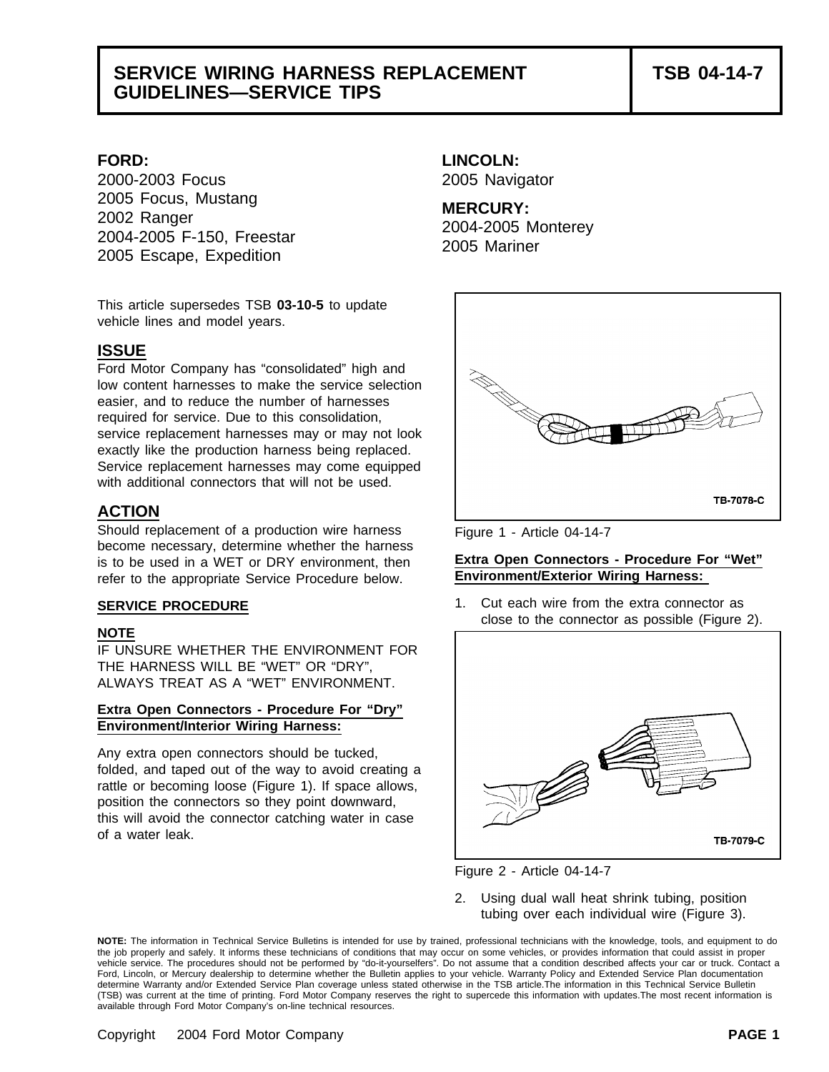# SERVICE WIRING HARNESS REPLACEMENT GUIDELINES—SERVICE TIPS

**TSB 04-14-7**

**FORD:**
2000-2003 Focus
2005 Focus, Mustang
2002 Ranger
2004-2005 F-150, Freestar
2005 Escape, Expedition

**LINCOLN:**
2005 Navigator

**MERCURY:**
2004-2005 Monterey
2005 Mariner

This article supersedes TSB **03-10-5** to update vehicle lines and model years.

## ISSUE

Ford Motor Company has "consolidated" high and low content harnesses to make the service selection easier, and to reduce the number of harnesses required for service. Due to this consolidation, service replacement harnesses may or may not look exactly like the production harness being replaced. Service replacement harnesses may come equipped with additional connectors that will not be used.

## ACTION

Should replacement of a production wire harness become necessary, determine whether the harness is to be used in a WET or DRY environment, then refer to the appropriate Service Procedure below.

### SERVICE PROCEDURE

**NOTE**

IF UNSURE WHETHER THE ENVIRONMENT FOR THE HARNESS WILL BE "WET" OR "DRY", ALWAYS TREAT AS A "WET" ENVIRONMENT.

**Extra Open Connectors - Procedure For "Dry" Environment/Interior Wiring Harness:**

Any extra open connectors should be tucked, folded, and taped out of the way to avoid creating a rattle or becoming loose (Figure 1). If space allows, position the connectors so they point downward, this will avoid the connector catching water in case of a water leak.

TB-7078-C

Figure 1 - Article 04-14-7

**Extra Open Connectors - Procedure For "Wet" Environment/Exterior Wiring Harness:**

1. Cut each wire from the extra connector as close to the connector as possible (Figure 2).

TB-7079-C

Figure 2 - Article 04-14-7

2. Using dual wall heat shrink tubing, position tubing over each individual wire (Figure 3).

**NOTE:** The information in Technical Service Bulletins is intended for use by trained, professional technicians with the knowledge, tools, and equipment to do the job properly and safely. It informs these technicians of conditions that may occur on some vehicles, or provides information that could assist in proper vehicle service. The procedures should not be performed by "do-it-yourselfers". Do not assume that a condition described affects your car or truck. Contact a Ford, Lincoln, or Mercury dealership to determine whether the Bulletin applies to your vehicle. Warranty Policy and Extended Service Plan documentation determine Warranty and/or Extended Service Plan coverage unless stated otherwise in the TSB article.The information in this Technical Service Bulletin (TSB) was current at the time of printing. Ford Motor Company reserves the right to supercede this information with updates.The most recent information is available through Ford Motor Company's on-line technical resources.

Copyright 2004 Ford Motor Company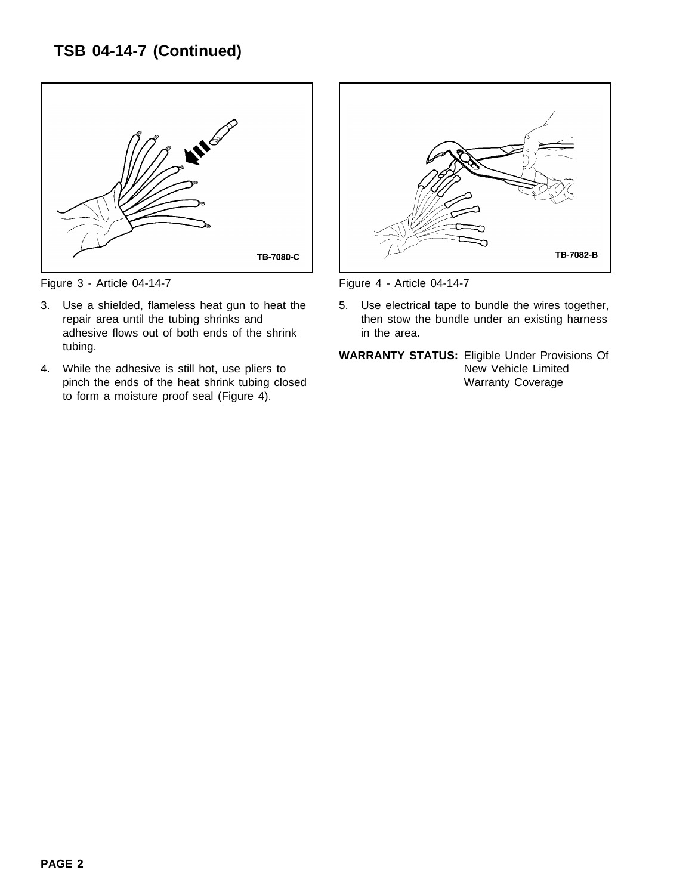# TSB 04-14-7 (Continued)

TB-7080-C

Figure 3 - Article 04-14-7

3. Use a shielded, flameless heat gun to heat the repair area until the tubing shrinks and adhesive flows out of both ends of the shrink tubing.
4. While the adhesive is still hot, use pliers to pinch the ends of the heat shrink tubing closed to form a moisture proof seal (Figure 4).

TB-7082-B

Figure 4 - Article 04-14-7

5. Use electrical tape to bundle the wires together, then stow the bundle under an existing harness in the area.

**WARRANTY STATUS:** Eligible Under Provisions Of New Vehicle Limited Warranty Coverage